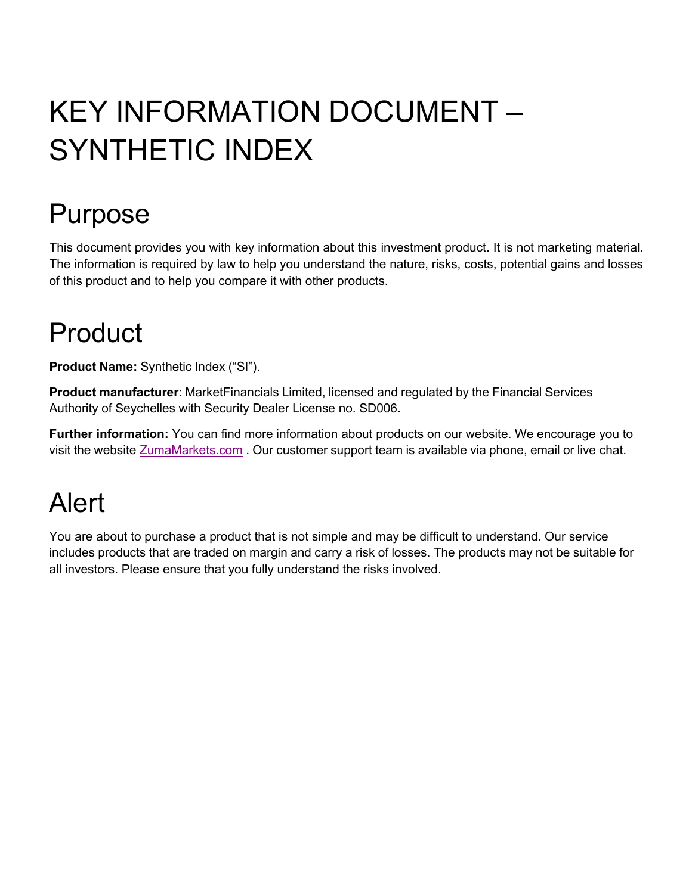# KEY INFORMATION DOCUMENT – SYNTHETIC INDEX

## Purpose

This document provides you with key information about this investment product. It is not marketing material. The information is required by law to help you understand the nature, risks, costs, potential gains and losses of this product and to help you compare it with other products.

## Product

**Product Name:** Synthetic Index ("SI").

**Product manufacturer**: MarketFinancials Limited, licensed and regulated by the Financial Services Authority of Seychelles with Security Dealer License no. SD006.

**Further information:** You can find more information about products on our website. We encourage you to visit the website [ZumaMarkets.com](ZumaMarkets.com) . Our customer support team is available via phone, email or live chat.

## Alert

You are about to purchase a product that is not simple and may be difficult to understand. Our service includes products that are traded on margin and carry a risk of losses. The products may not be suitable for all investors. Please ensure that you fully understand the risks involved.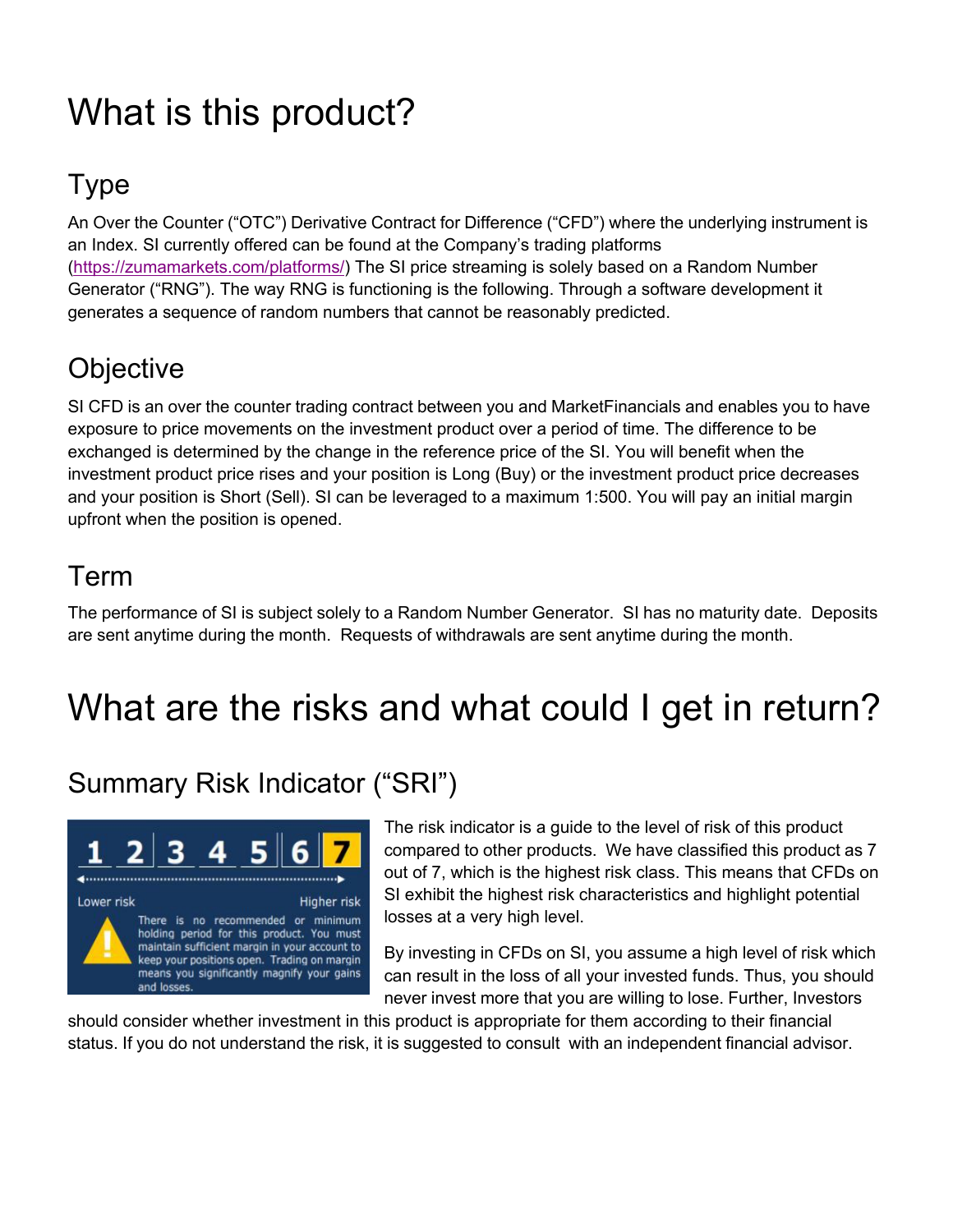# What is this product?

## Type

An Over the Counter ("OTC") Derivative Contract for Difference ("CFD") where the underlying instrument is an Index. SI currently offered can be found at the Company's trading platforms (https://zumamarkets.com/platforms/) The SI price streaming is solely based on a Random Number Generator ("RNG"). The way RNG is functioning is the following. Through a software development it generates a sequence of random numbers that cannot be reasonably predicted.

## Objective

SI CFD is an over the counter trading contract between you and MarketFinancials and enables you to have exposure to price movements on the investment product over a period of time. The difference to be exchanged is determined by the change in the reference price of the SI. You will benefit when the investment product price rises and your position is Long (Buy) or the investment product price decreases and your position is Short (Sell). SI can be leveraged to a maximum 1:500. You will pay an initial margin upfront when the position is opened.

## Term

The performance of SI is subject solely to a Random Number Generator. SI has no maturity date. Deposits are sent anytime during the month. Requests of withdrawals are sent anytime during the month.

# What are the risks and what could I get in return?

## Summary Risk Indicator ("SRI")

1 2 3 4 5 6 **7**

Lower risk — Higher risk

There is no recommended or minimum holding period for this product. You must maintain sufficient margin in your account to keep your positions open. Trading on margin means you significantly magnify your gains and losses.

The risk indicator is a guide to the level of risk of this product compared to other products. We have classified this product as 7 out of 7, which is the highest risk class. This means that CFDs on SI exhibit the highest risk characteristics and highlight potential losses at a very high level.

By investing in CFDs on SI, you assume a high level of risk which can result in the loss of all your invested funds. Thus, you should never invest more that you are willing to lose. Further, Investors should consider whether investment in this product is appropriate for them according to their financial status. If you do not understand the risk, it is suggested to consult with an independent financial advisor.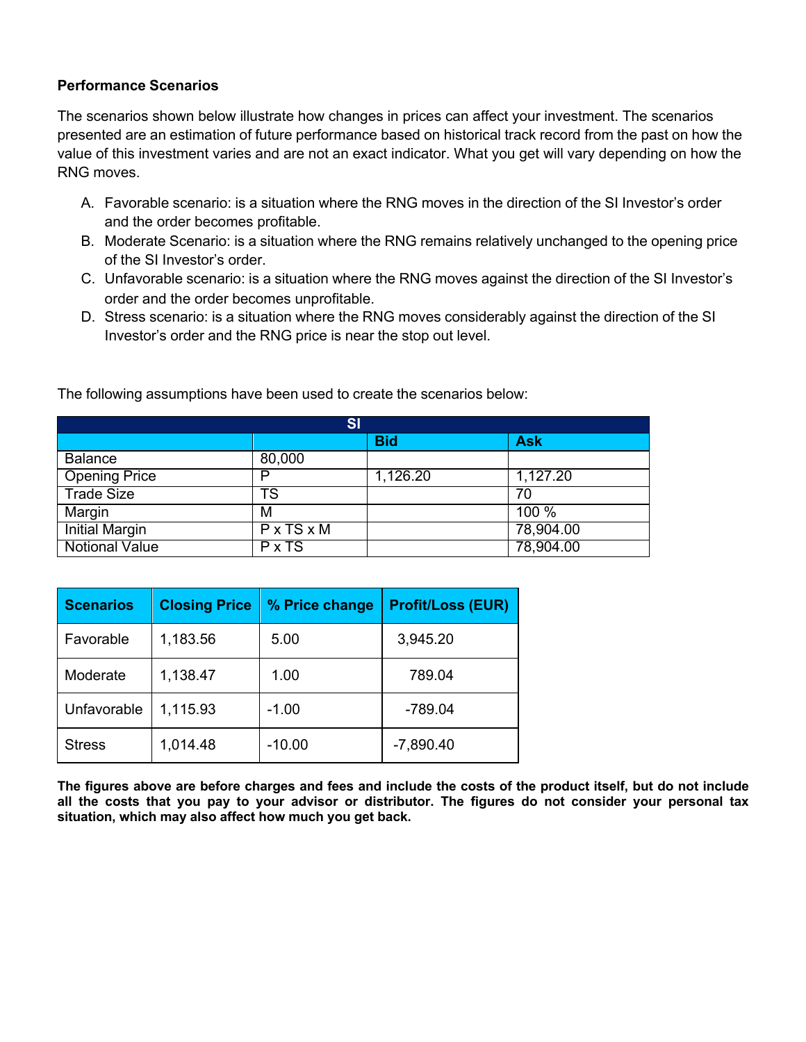**Performance Scenarios**

The scenarios shown below illustrate how changes in prices can affect your investment. The scenarios presented are an estimation of future performance based on historical track record from the past on how the value of this investment varies and are not an exact indicator. What you get will vary depending on how the RNG moves.

A. Favorable scenario: is a situation where the RNG moves in the direction of the SI Investor's order and the order becomes profitable.
B. Moderate Scenario: is a situation where the RNG remains relatively unchanged to the opening price of the SI Investor's order.
C. Unfavorable scenario: is a situation where the RNG moves against the direction of the SI Investor's order and the order becomes unprofitable.
D. Stress scenario: is a situation where the RNG moves considerably against the direction of the SI Investor's order and the RNG price is near the stop out level.

The following assumptions have been used to create the scenarios below:

| SI | | | |
|---|---|---|---|
| | | Bid | Ask |
| Balance | 80,000 | | |
| Opening Price | P | 1,126.20 | 1,127.20 |
| Trade Size | TS | | 70 |
| Margin | M | | 100 % |
| Initial Margin | P x TS x M | | 78,904.00 |
| Notional Value | P x TS | | 78,904.00 |

| Scenarios | Closing Price | % Price change | Profit/Loss (EUR) |
|---|---|---|---|
| Favorable | 1,183.56 | 5.00 | 3,945.20 |
| Moderate | 1,138.47 | 1.00 | 789.04 |
| Unfavorable | 1,115.93 | -1.00 | -789.04 |
| Stress | 1,014.48 | -10.00 | -7,890.40 |

**The figures above are before charges and fees and include the costs of the product itself, but do not include all the costs that you pay to your advisor or distributor. The figures do not consider your personal tax situation, which may also affect how much you get back.**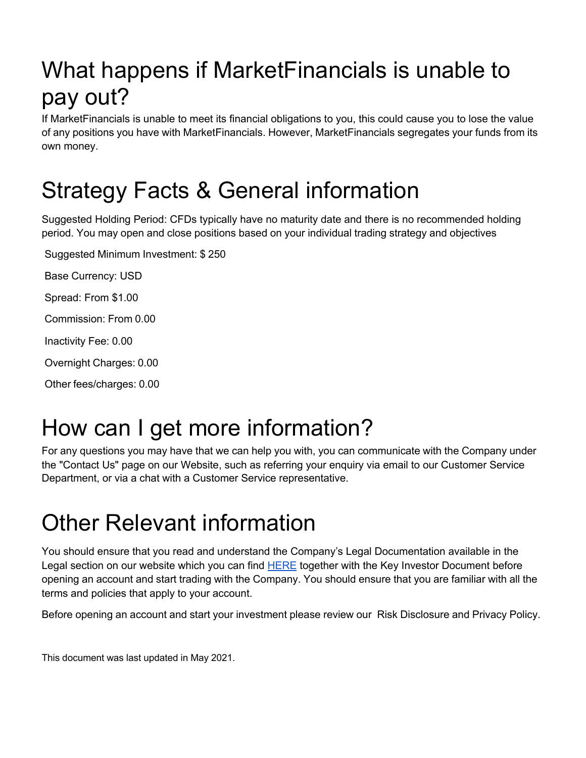# What happens if MarketFinancials is unable to pay out?

If MarketFinancials is unable to meet its financial obligations to you, this could cause you to lose the value of any positions you have with MarketFinancials. However, MarketFinancials segregates your funds from its own money.

# Strategy Facts & General information

Suggested Holding Period: CFDs typically have no maturity date and there is no recommended holding period. You may open and close positions based on your individual trading strategy and objectives

Suggested Minimum Investment: $ 250

Base Currency: USD

Spread: From $1.00

Commission: From 0.00

Inactivity Fee: 0.00

Overnight Charges: 0.00

Other fees/charges: 0.00

# How can I get more information?

For any questions you may have that we can help you with, you can communicate with the Company under the "Contact Us" page on our Website, such as referring your enquiry via email to our Customer Service Department, or via a chat with a Customer Service representative.

# Other Relevant information

You should ensure that you read and understand the Company's Legal Documentation available in the Legal section on our website which you can find HERE together with the Key Investor Document before opening an account and start trading with the Company. You should ensure that you are familiar with all the terms and policies that apply to your account.

Before opening an account and start your investment please review our Risk Disclosure and Privacy Policy.

This document was last updated in May 2021.